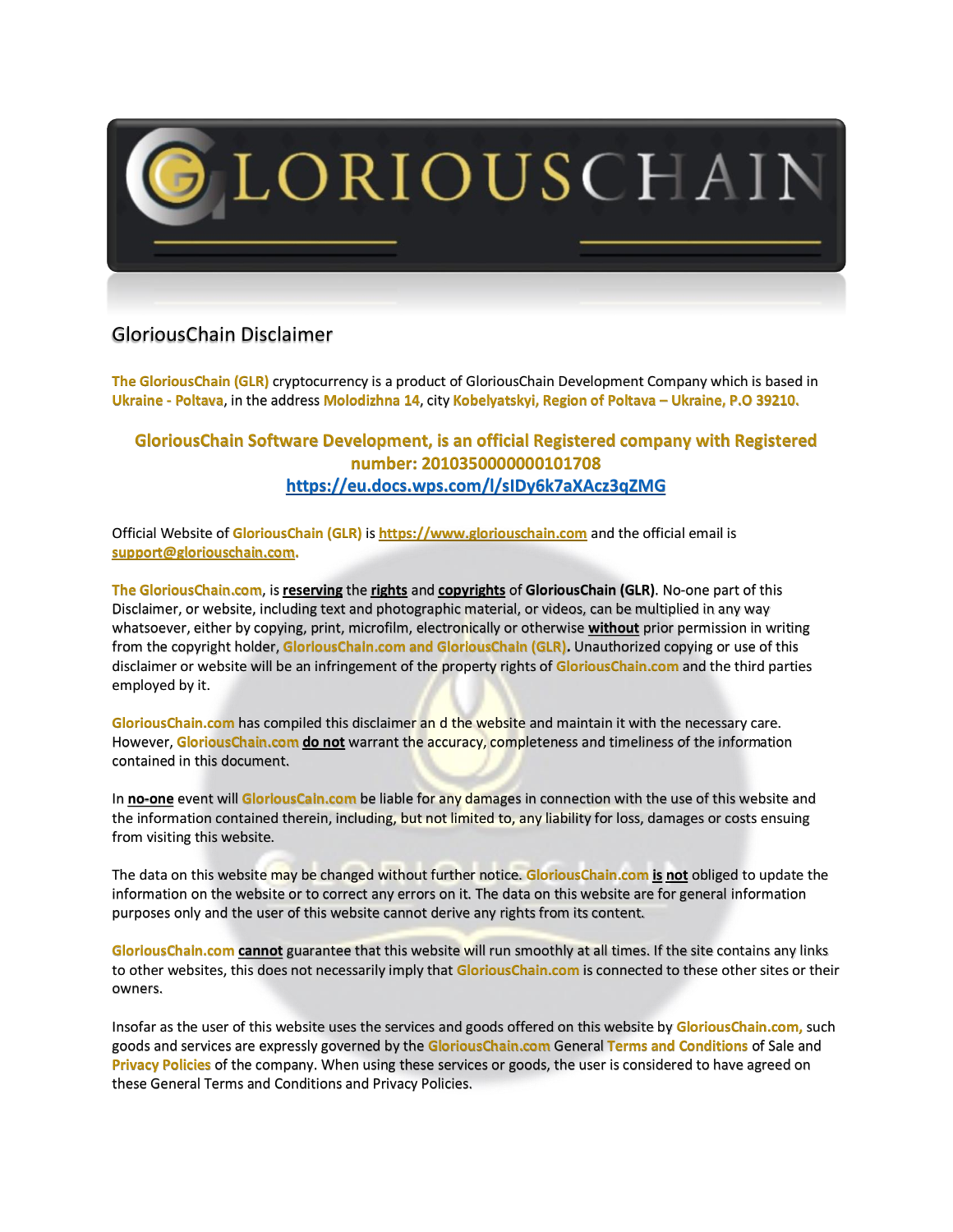# GLORIOUSCHAIN

## GloriousChain Disclaimer

**The GloriousChain (GLR)** cryptocurrency is a product of GloriousChain Development Company which is based in **Ukraine - Poltava**, in the address **Molodizhna 14**, city **Kobelyatskyi, Region of Poltava – Ukraine, P.O 39210.**

**GloriousChain Software Development, is an official Registered company with Registered number: 20103500000000101708**
**https://eu.docs.wps.com/l/sIDy6k7aXAcz3qZMG**

Official Website of **GloriousChain (GLR)** is https://www.gloriouschain.com and the official email is support@gloriouschain.com.

**The GloriousChain.com**, is **reserving** the **rights** and **copyrights** of **GloriousChain (GLR)**. No-one part of this Disclaimer, or website, including text and photographic material, or videos, can be multiplied in any way whatsoever, either by copying, print, microfilm, electronically or otherwise **without** prior permission in writing from the copyright holder, **GloriousChain.com and GloriousChain (GLR).** Unauthorized copying or use of this disclaimer or website will be an infringement of the property rights of **GloriousChain.com** and the third parties employed by it.

**GloriousChain.com** has compiled this disclaimer an d the website and maintain it with the necessary care. However, **GloriousChain.com** **do not** warrant the accuracy, completeness and timeliness of the information contained in this document.

In **no-one** event will **GloriousCain.com** be liable for any damages in connection with the use of this website and the information contained therein, including, but not limited to, any liability for loss, damages or costs ensuing from visiting this website.

The data on this website may be changed without further notice. **GloriousChain.com** **is not** obliged to update the information on the website or to correct any errors on it. The data on this website are for general information purposes only and the user of this website cannot derive any rights from its content.

**GloriousChain.com** **cannot** guarantee that this website will run smoothly at all times. If the site contains any links to other websites, this does not necessarily imply that **GloriousChain.com** is connected to these other sites or their owners.

Insofar as the user of this website uses the services and goods offered on this website by **GloriousChain.com,** such goods and services are expressly governed by the **GloriousChain.com** General **Terms and Conditions** of Sale and **Privacy Policies** of the company. When using these services or goods, the user is considered to have agreed on these General Terms and Conditions and Privacy Policies.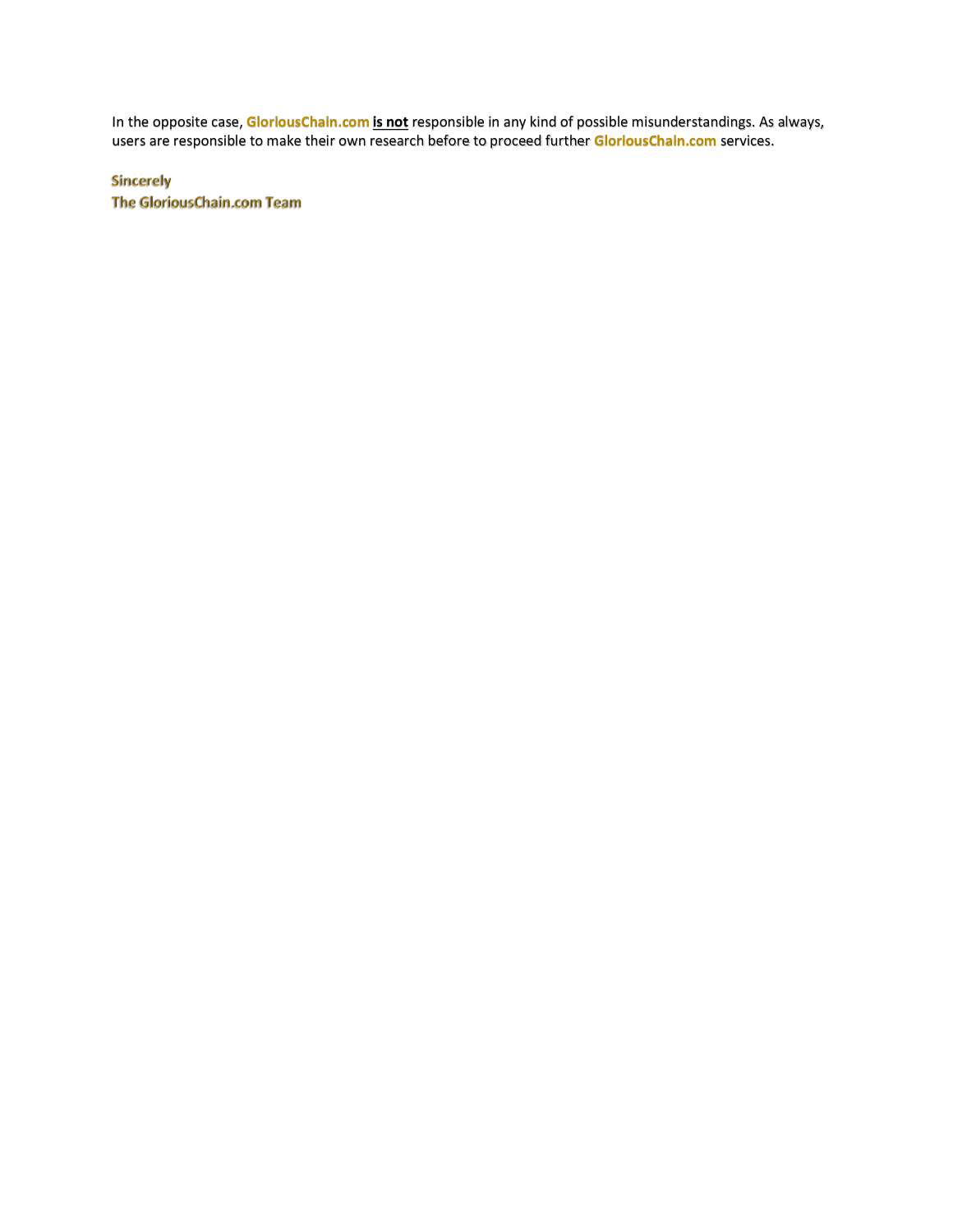In the opposite case, **GloriousChain.com** **is not** responsible in any kind of possible misunderstandings. As always, users are responsible to make their own research before to proceed further **GloriousChain.com** services.

**Sincerely**
**The GloriousChain.com Team**